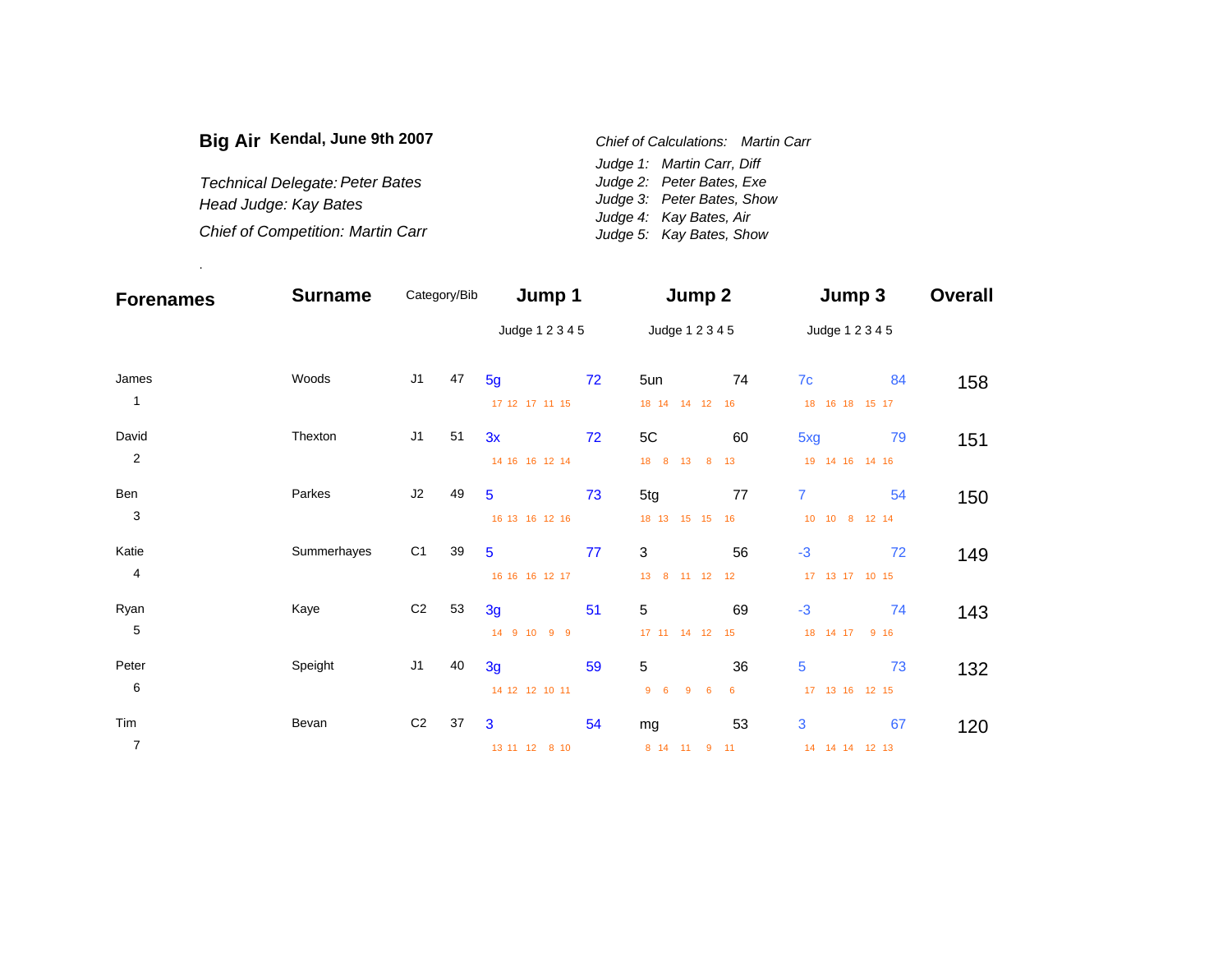**Big Air** **Kendal, June 9th 2007**

*Technical Delegate: Peter Bates*
*Head Judge: Kay Bates*

*Chief of Competition: Martin Carr*

*Chief of Calculations: Martin Carr*
*Judge 1: Martin Carr, Diff*
*Judge 2: Peter Bates, Exe*
*Judge 3: Peter Bates, Show*
*Judge 4: Kay Bates, Air*
*Judge 5: Kay Bates, Show*

.

| Forenames | Surname | Category/Bib | | Jump 1 | | Jump 2 | | Jump 3 | | Overall |
|---|---|---|---|---|---|---|---|---|---|---|
| | | | | Judge 1 2 3 4 5 | | Judge 1 2 3 4 5 | | Judge 1 2 3 4 5 | | |
| James 1 | Woods | J1 | 47 | 5g<br>17 12 17 11 15 | 72 | 5un<br>18 14 14 12 16 | 74 | 7c<br>18 16 18 15 17 | 84 | 158 |
| David 2 | Thexton | J1 | 51 | 3x<br>14 16 16 12 14 | 72 | 5C<br>18 8 13 8 13 | 60 | 5xg<br>19 14 16 14 16 | 79 | 151 |
| Ben 3 | Parkes | J2 | 49 | 5<br>16 13 16 12 16 | 73 | 5tg<br>18 13 15 15 16 | 77 | 7<br>10 10 8 12 14 | 54 | 150 |
| Katie 4 | Summerhayes | C1 | 39 | 5<br>16 16 16 12 17 | 77 | 3<br>13 8 11 12 12 | 56 | -3<br>17 13 17 10 15 | 72 | 149 |
| Ryan 5 | Kaye | C2 | 53 | 3g<br>14 9 10 9 9 | 51 | 5<br>17 11 14 12 15 | 69 | -3<br>18 14 17 9 16 | 74 | 143 |
| Peter 6 | Speight | J1 | 40 | 3g<br>14 12 12 10 11 | 59 | 5<br>9 6 9 6 6 | 36 | 5<br>17 13 16 12 15 | 73 | 132 |
| Tim 7 | Bevan | C2 | 37 | 3<br>13 11 12 8 10 | 54 | mg<br>8 14 11 9 11 | 53 | 3<br>14 14 14 12 13 | 67 | 120 |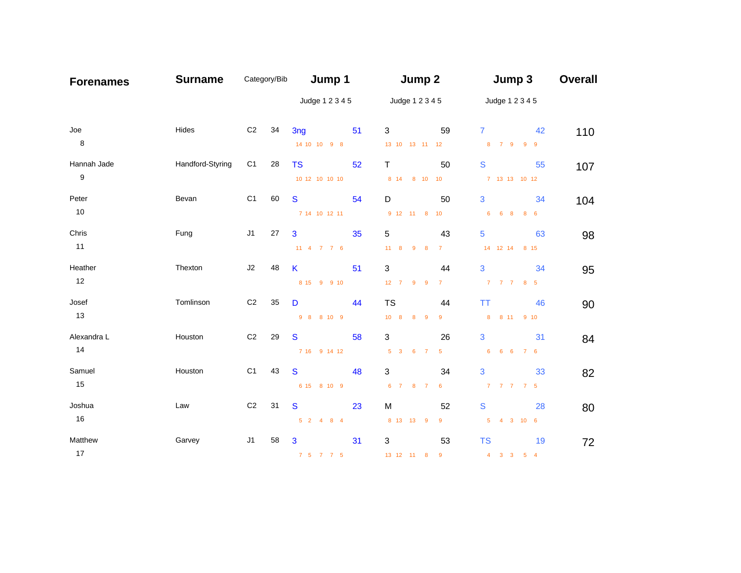| Forenames | Surname | Category/Bib | | Jump 1 | | Jump 2 | | Jump 3 | | Overall |
|---|---|---|---|---|---|---|---|---|---|---|
| | | | | Judge 1 2 3 4 5 | | Judge 1 2 3 4 5 | | Judge 1 2 3 4 5 | | |
| Joe<br>8 | Hides | C2 | 34 | 3ng<br>14 10 10 9 8 | 51 | 3<br>13 10 13 11 12 | 59 | 7<br>8 7 9 9 9 | 42 | 110 |
| Hannah Jade<br>9 | Handford-Styring | C1 | 28 | TS<br>10 12 10 10 10 | 52 | T<br>8 14 8 10 10 | 50 | S<br>7 13 13 10 12 | 55 | 107 |
| Peter<br>10 | Bevan | C1 | 60 | S<br>7 14 10 12 11 | 54 | D<br>9 12 11 8 10 | 50 | 3<br>6 6 8 8 6 | 34 | 104 |
| Chris<br>11 | Fung | J1 | 27 | 3<br>11 4 7 7 6 | 35 | 5<br>11 8 9 8 7 | 43 | 5<br>14 12 14 8 15 | 63 | 98 |
| Heather<br>12 | Thexton | J2 | 48 | K<br>8 15 9 9 10 | 51 | 3<br>12 7 9 9 7 | 44 | 3<br>7 7 7 8 5 | 34 | 95 |
| Josef<br>13 | Tomlinson | C2 | 35 | D<br>9 8 8 10 9 | 44 | TS<br>10 8 8 9 9 | 44 | TT<br>8 8 11 9 10 | 46 | 90 |
| Alexandra L<br>14 | Houston | C2 | 29 | S<br>7 16 9 14 12 | 58 | 3<br>5 3 6 7 5 | 26 | 3<br>6 6 6 7 6 | 31 | 84 |
| Samuel<br>15 | Houston | C1 | 43 | S<br>6 15 8 10 9 | 48 | 3<br>6 7 8 7 6 | 34 | 3<br>7 7 7 7 5 | 33 | 82 |
| Joshua<br>16 | Law | C2 | 31 | S<br>5 2 4 8 4 | 23 | M<br>8 13 13 9 9 | 52 | S<br>5 4 3 10 6 | 28 | 80 |
| Matthew<br>17 | Garvey | J1 | 58 | 3<br>7 5 7 7 5 | 31 | 3<br>13 12 11 8 9 | 53 | TS<br>4 3 3 5 4 | 19 | 72 |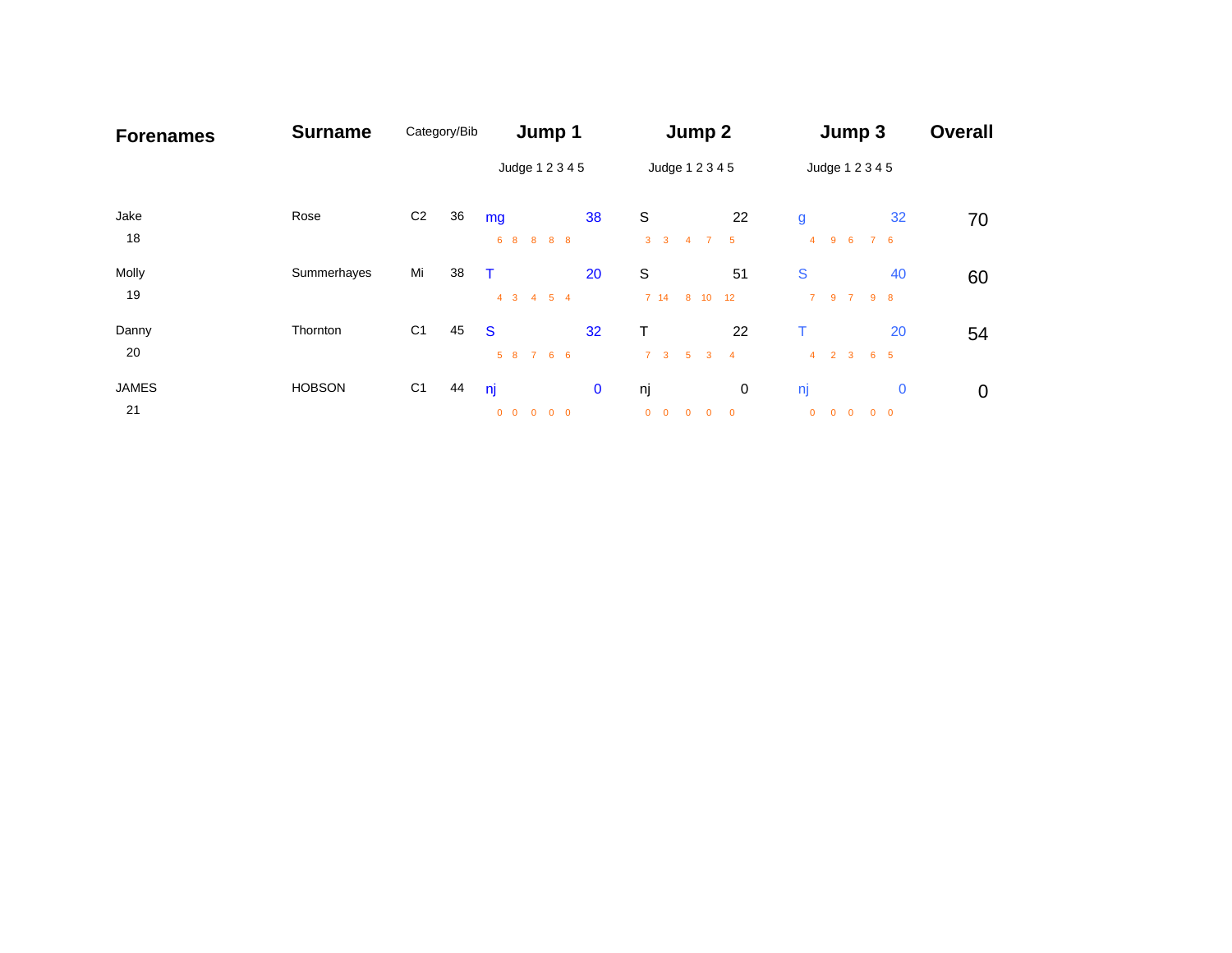| Forenames | Surname | Category/Bib | | Jump 1 | | Jump 2 | | Jump 3 | | Overall |
|---|---|---|---|---|---|---|---|---|---|---|
| | | | | Judge 1 2 3 4 5 | | Judge 1 2 3 4 5 | | Judge 1 2 3 4 5 | | |
| Jake | Rose | C2 | 36 | mg | 38 | S | 22 | g | 32 | 70 |
| 18 | | | | 6 8 8 8 8 | | 3 3 4 7 5 | | 4 9 6 7 6 | | |
| Molly | Summerhayes | Mi | 38 | T | 20 | S | 51 | S | 40 | 60 |
| 19 | | | | 4 3 4 5 4 | | 7 14 8 10 12 | | 7 9 7 9 8 | | |
| Danny | Thornton | C1 | 45 | S | 32 | T | 22 | T | 20 | 54 |
| 20 | | | | 5 8 7 6 6 | | 7 3 5 3 4 | | 4 2 3 6 5 | | |
| JAMES | HOBSON | C1 | 44 | nj | 0 | nj | 0 | nj | 0 | 0 |
| 21 | | | | 0 0 0 0 0 | | 0 0 0 0 0 | | 0 0 0 0 0 | | |